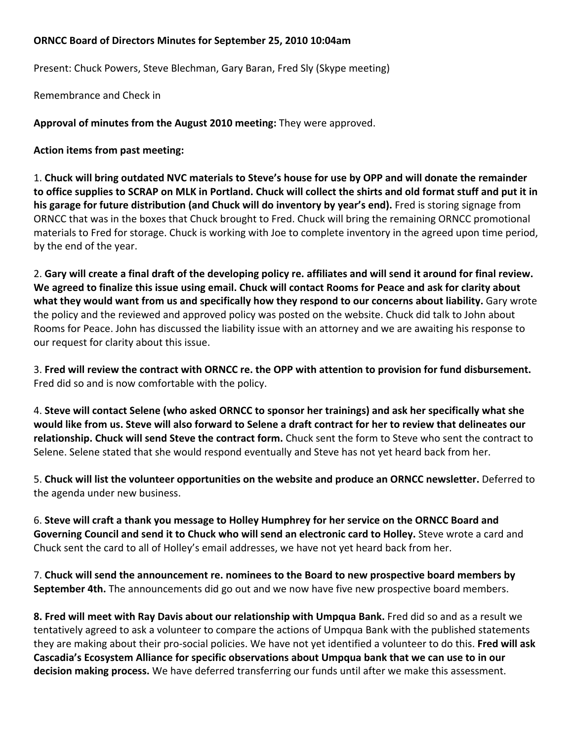**ORNCC Board of Directors Minutes for September 25, 2010 10:04am**

Present: Chuck Powers, Steve Blechman, Gary Baran, Fred Sly (Skype meeting)

Remembrance and Check in

**Approval of minutes from the August 2010 meeting:** They were approved.

**Action items from past meeting:**

1. **Chuck will bring outdated NVC materials to Steve's house for use by OPP and will donate the remainder to office supplies to SCRAP on MLK in Portland. Chuck will collect the shirts and old format stuff and put it in his garage for future distribution (and Chuck will do inventory by year's end).** Fred is storing signage from ORNCC that was in the boxes that Chuck brought to Fred. Chuck will bring the remaining ORNCC promotional materials to Fred for storage. Chuck is working with Joe to complete inventory in the agreed upon time period, by the end of the year.

2. **Gary will create a final draft of the developing policy re. affiliates and will send it around for final review. We agreed to finalize this issue using email. Chuck will contact Rooms for Peace and ask for clarity about what they would want from us and specifically how they respond to our concerns about liability.** Gary wrote the policy and the reviewed and approved policy was posted on the website. Chuck did talk to John about Rooms for Peace. John has discussed the liability issue with an attorney and we are awaiting his response to our request for clarity about this issue.

3. **Fred will review the contract with ORNCC re. the OPP with attention to provision for fund disbursement.** Fred did so and is now comfortable with the policy.

4. **Steve will contact Selene (who asked ORNCC to sponsor her trainings) and ask her specifically what she would like from us. Steve will also forward to Selene a draft contract for her to review that delineates our relationship. Chuck will send Steve the contract form.** Chuck sent the form to Steve who sent the contract to Selene. Selene stated that she would respond eventually and Steve has not yet heard back from her.

5. **Chuck will list the volunteer opportunities on the website and produce an ORNCC newsletter.** Deferred to the agenda under new business.

6. **Steve will craft a thank you message to Holley Humphrey for her service on the ORNCC Board and Governing Council and send it to Chuck who will send an electronic card to Holley.** Steve wrote a card and Chuck sent the card to all of Holley's email addresses, we have not yet heard back from her.

7. **Chuck will send the announcement re. nominees to the Board to new prospective board members by September 4th.** The announcements did go out and we now have five new prospective board members.

8. **Fred will meet with Ray Davis about our relationship with Umpqua Bank.** Fred did so and as a result we tentatively agreed to ask a volunteer to compare the actions of Umpqua Bank with the published statements they are making about their pro-social policies. We have not yet identified a volunteer to do this. **Fred will ask Cascadia's Ecosystem Alliance for specific observations about Umpqua bank that we can use to in our decision making process.** We have deferred transferring our funds until after we make this assessment.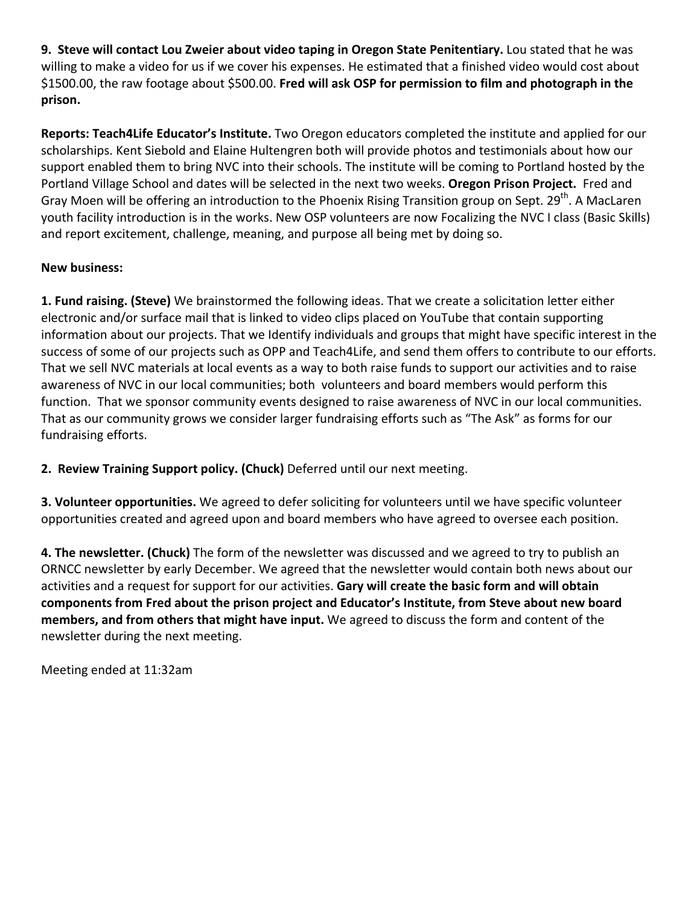**9. Steve will contact Lou Zweier about video taping in Oregon State Penitentiary.** Lou stated that he was willing to make a video for us if we cover his expenses. He estimated that a finished video would cost about $1500.00, the raw footage about $500.00. **Fred will ask OSP for permission to film and photograph in the prison.**

**Reports: Teach4Life Educator's Institute.** Two Oregon educators completed the institute and applied for our scholarships. Kent Siebold and Elaine Hultengren both will provide photos and testimonials about how our support enabled them to bring NVC into their schools. The institute will be coming to Portland hosted by the Portland Village School and dates will be selected in the next two weeks. **Oregon Prison Project.** Fred and Gray Moen will be offering an introduction to the Phoenix Rising Transition group on Sept. 29th. A MacLaren youth facility introduction is in the works. New OSP volunteers are now Focalizing the NVC I class (Basic Skills) and report excitement, challenge, meaning, and purpose all being met by doing so.

**New business:**

**1. Fund raising. (Steve)** We brainstormed the following ideas. That we create a solicitation letter either electronic and/or surface mail that is linked to video clips placed on YouTube that contain supporting information about our projects. That we Identify individuals and groups that might have specific interest in the success of some of our projects such as OPP and Teach4Life, and send them offers to contribute to our efforts. That we sell NVC materials at local events as a way to both raise funds to support our activities and to raise awareness of NVC in our local communities; both volunteers and board members would perform this function. That we sponsor community events designed to raise awareness of NVC in our local communities. That as our community grows we consider larger fundraising efforts such as "The Ask" as forms for our fundraising efforts.

**2. Review Training Support policy. (Chuck)** Deferred until our next meeting.

**3. Volunteer opportunities.** We agreed to defer soliciting for volunteers until we have specific volunteer opportunities created and agreed upon and board members who have agreed to oversee each position.

**4. The newsletter. (Chuck)** The form of the newsletter was discussed and we agreed to try to publish an ORNCC newsletter by early December. We agreed that the newsletter would contain both news about our activities and a request for support for our activities. **Gary will create the basic form and will obtain components from Fred about the prison project and Educator's Institute, from Steve about new board members, and from others that might have input.** We agreed to discuss the form and content of the newsletter during the next meeting.

Meeting ended at 11:32am